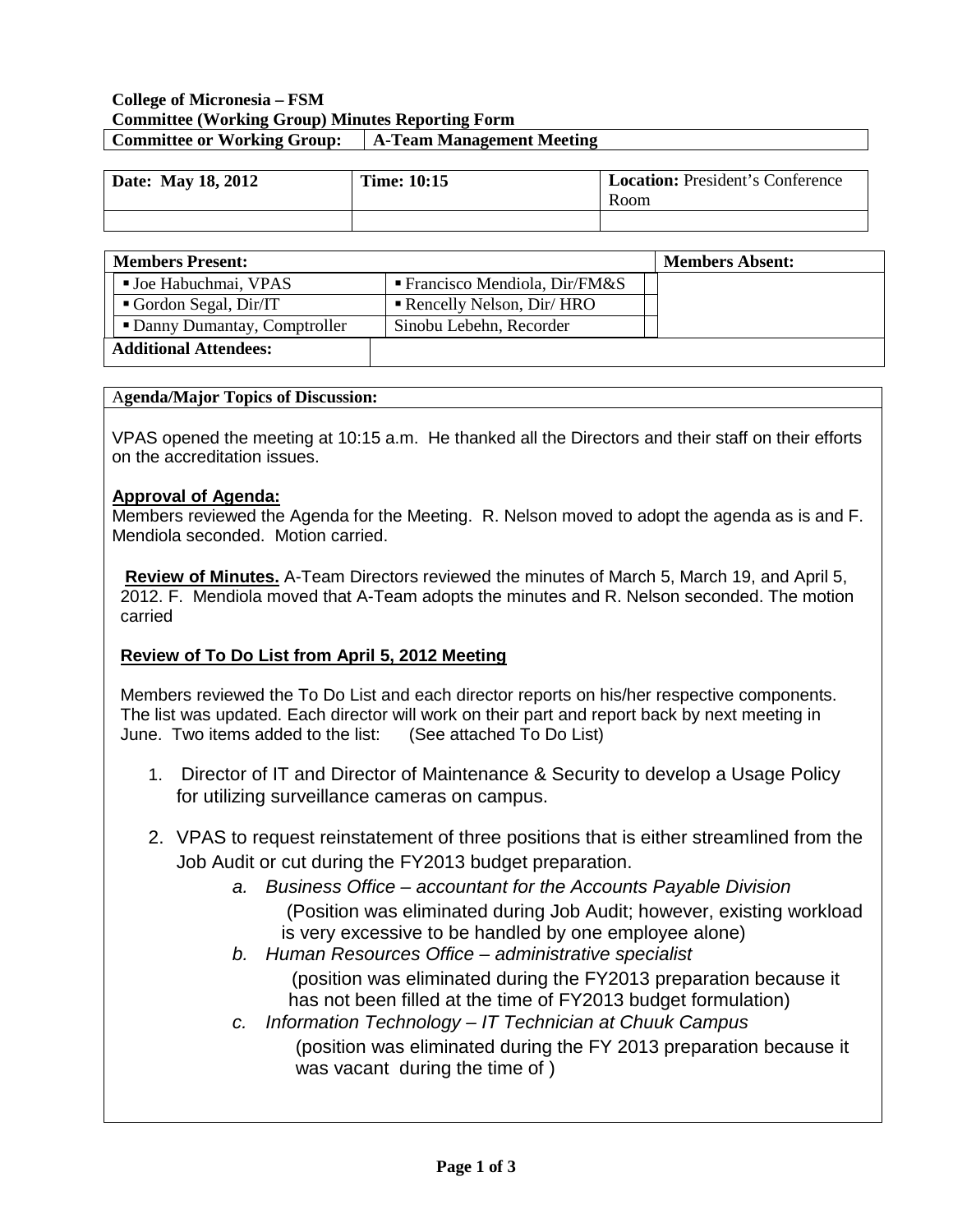**College of Micronesia – FSM**
**Committee (Working Group) Minutes Reporting Form**

| **Committee or Working Group:** | **A-Team Management Meeting** |
| --- | --- |

| **Date: May 18, 2012** | **Time: 10:15** | **Location:** President's Conference Room |
| --- | --- | --- |
| | | |

| **Members Present:** | | **Members Absent:** |
| --- | --- | --- |
| ▪ Joe Habuchmai, VPAS | ▪ Francisco Mendiola, Dir/FM&S | |
| ▪ Gordon Segal, Dir/IT | ▪ Rencelly Nelson, Dir/ HRO | |
| ▪ Danny Dumantay, Comptroller | Sinobu Lebehn, Recorder | |
| **Additional Attendees:** | | |

**Agenda/Major Topics of Discussion:**

VPAS opened the meeting at 10:15 a.m. He thanked all the Directors and their staff on their efforts on the accreditation issues.

**Approval of Agenda:**
Members reviewed the Agenda for the Meeting. R. Nelson moved to adopt the agenda as is and F. Mendiola seconded. Motion carried.

**Review of Minutes.** A-Team Directors reviewed the minutes of March 5, March 19, and April 5, 2012. F. Mendiola moved that A-Team adopts the minutes and R. Nelson seconded. The motion carried

**Review of To Do List from April 5, 2012 Meeting**

Members reviewed the To Do List and each director reports on his/her respective components. The list was updated. Each director will work on their part and report back by next meeting in June. Two items added to the list: (See attached To Do List)

1. Director of IT and Director of Maintenance & Security to develop a Usage Policy for utilizing surveillance cameras on campus.
2. VPAS to request reinstatement of three positions that is either streamlined from the Job Audit or cut during the FY2013 budget preparation.
   a. *Business Office – accountant for the Accounts Payable Division*
      (Position was eliminated during Job Audit; however, existing workload is very excessive to be handled by one employee alone)
   b. *Human Resources Office – administrative specialist*
      (position was eliminated during the FY2013 preparation because it has not been filled at the time of FY2013 budget formulation)
   c. *Information Technology – IT Technician at Chuuk Campus*
      (position was eliminated during the FY 2013 preparation because it was vacant during the time of )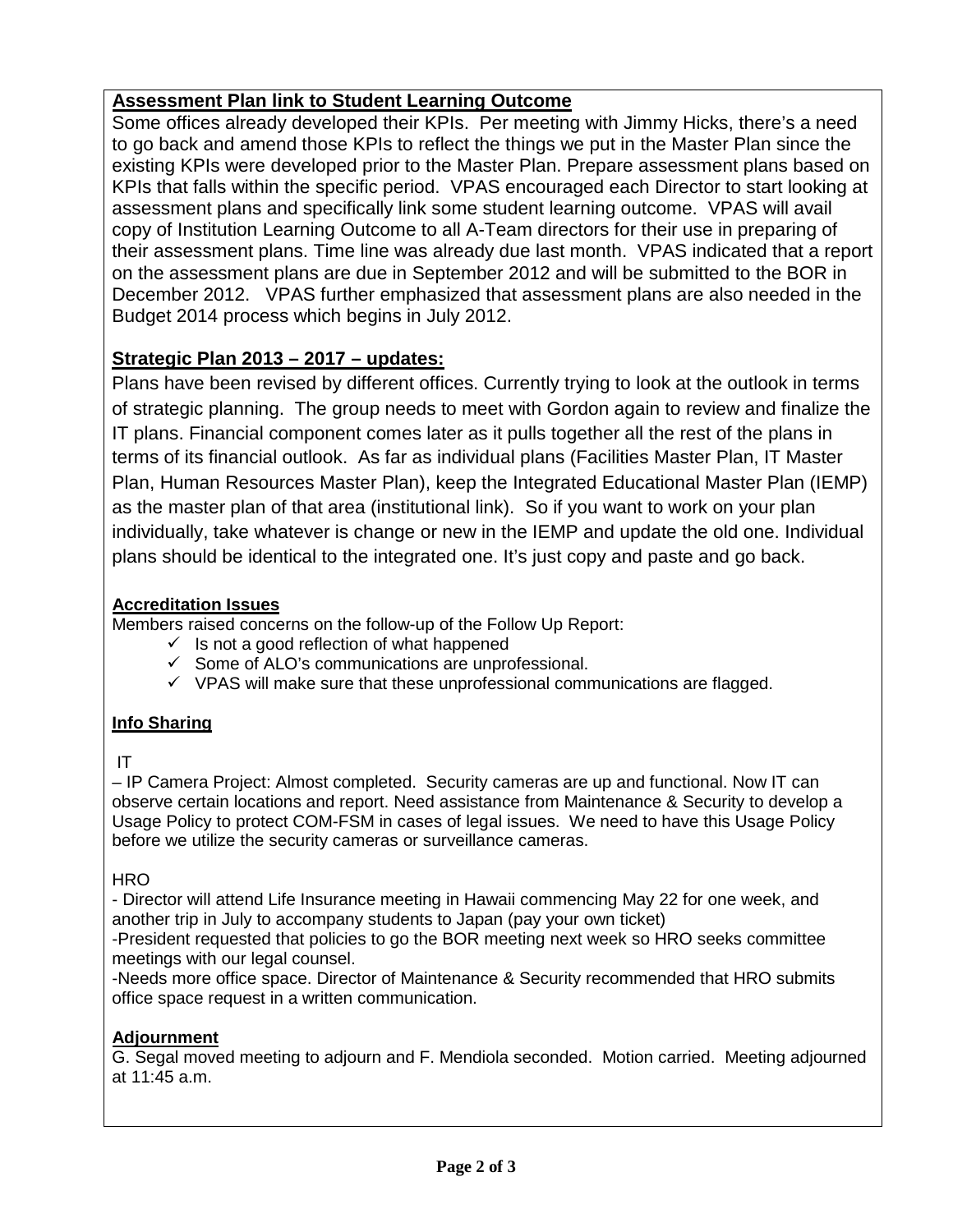**Assessment Plan link to Student Learning Outcome**

Some offices already developed their KPIs. Per meeting with Jimmy Hicks, there's a need to go back and amend those KPIs to reflect the things we put in the Master Plan since the existing KPIs were developed prior to the Master Plan. Prepare assessment plans based on KPIs that falls within the specific period. VPAS encouraged each Director to start looking at assessment plans and specifically link some student learning outcome. VPAS will avail copy of Institution Learning Outcome to all A-Team directors for their use in preparing of their assessment plans. Time line was already due last month. VPAS indicated that a report on the assessment plans are due in September 2012 and will be submitted to the BOR in December 2012. VPAS further emphasized that assessment plans are also needed in the Budget 2014 process which begins in July 2012.

**Strategic Plan 2013 – 2017 – updates:**

Plans have been revised by different offices. Currently trying to look at the outlook in terms of strategic planning. The group needs to meet with Gordon again to review and finalize the IT plans. Financial component comes later as it pulls together all the rest of the plans in terms of its financial outlook. As far as individual plans (Facilities Master Plan, IT Master Plan, Human Resources Master Plan), keep the Integrated Educational Master Plan (IEMP) as the master plan of that area (institutional link). So if you want to work on your plan individually, take whatever is change or new in the IEMP and update the old one. Individual plans should be identical to the integrated one. It's just copy and paste and go back.

**Accreditation Issues**

Members raised concerns on the follow-up of the Follow Up Report:

- ✓ Is not a good reflection of what happened
- ✓ Some of ALO's communications are unprofessional.
- ✓ VPAS will make sure that these unprofessional communications are flagged.

**Info Sharing**

IT

– IP Camera Project: Almost completed. Security cameras are up and functional. Now IT can observe certain locations and report. Need assistance from Maintenance & Security to develop a Usage Policy to protect COM-FSM in cases of legal issues. We need to have this Usage Policy before we utilize the security cameras or surveillance cameras.

HRO

- Director will attend Life Insurance meeting in Hawaii commencing May 22 for one week, and another trip in July to accompany students to Japan (pay your own ticket)
- President requested that policies to go the BOR meeting next week so HRO seeks committee meetings with our legal counsel.
- Needs more office space. Director of Maintenance & Security recommended that HRO submits office space request in a written communication.

**Adjournment**

G. Segal moved meeting to adjourn and F. Mendiola seconded. Motion carried. Meeting adjourned at 11:45 a.m.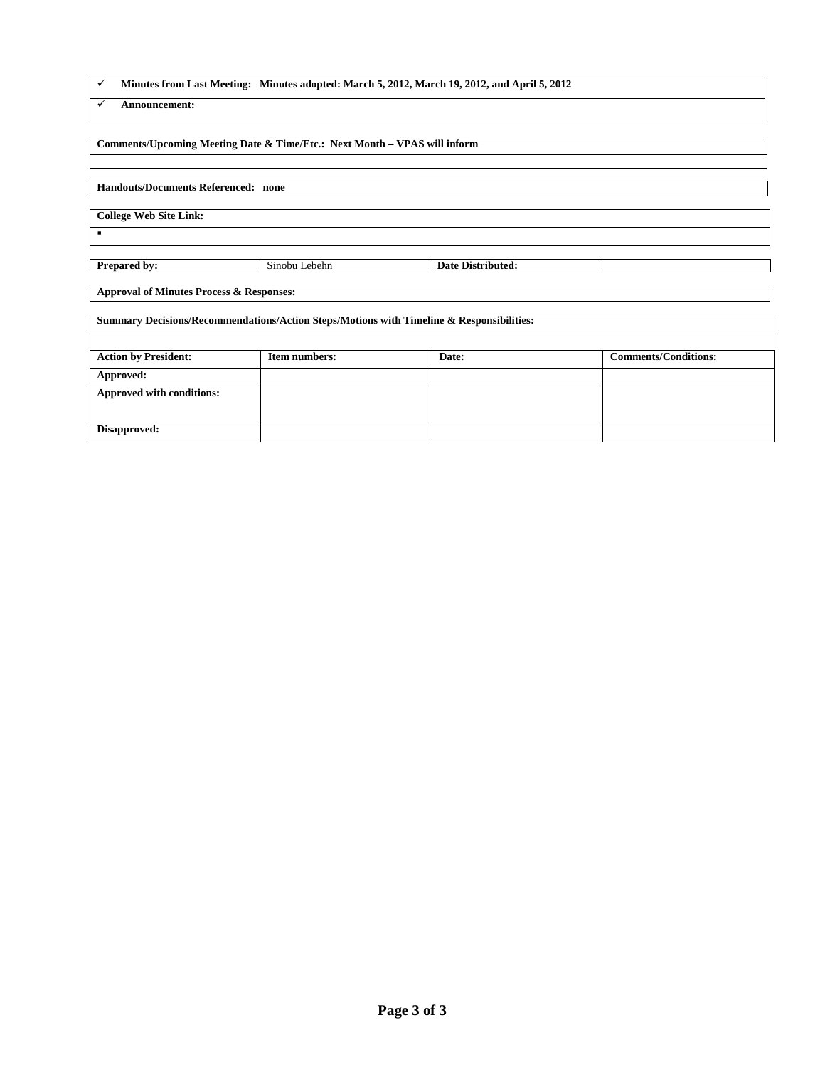- ✓ **Minutes from Last Meeting: Minutes adopted: March 5, 2012, March 19, 2012, and April 5, 2012**
- ✓ **Announcement:**

**Comments/Upcoming Meeting Date & Time/Etc.: Next Month – VPAS will inform**

**Handouts/Documents Referenced: none**

**College Web Site Link:**

- 

| **Prepared by:** | Sinobu Lebehn | **Date Distributed:** | |
|---|---|---|---|

**Approval of Minutes Process & Responses:**

**Summary Decisions/Recommendations/Action Steps/Motions with Timeline & Responsibilities:**

| **Action by President:** | **Item numbers:** | **Date:** | **Comments/Conditions:** |
|---|---|---|---|
| **Approved:** | | | |
| **Approved with conditions:** | | | |
| **Disapproved:** | | | |